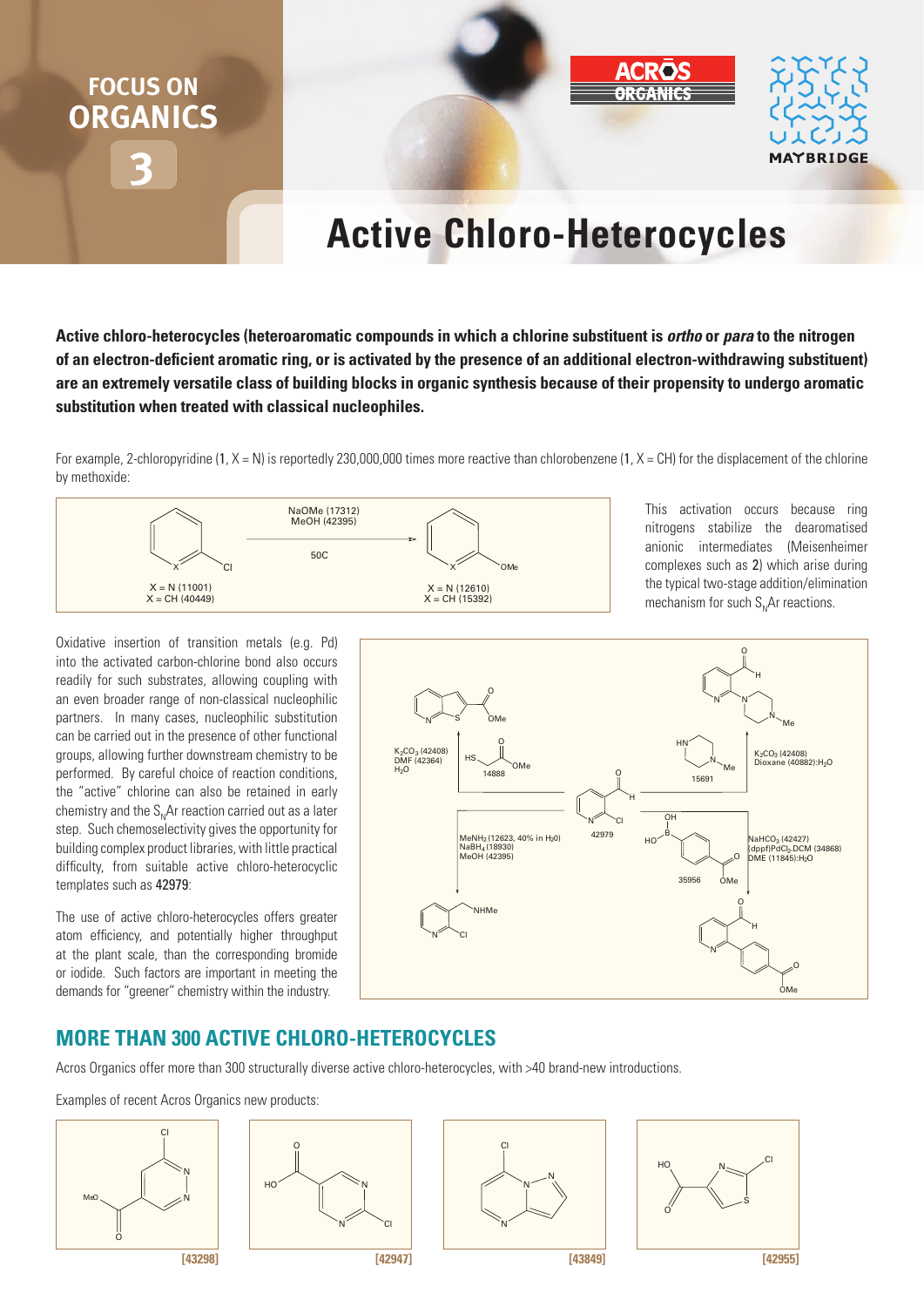FOCUS ON ORGANICS 3

# Active Chloro-Heterocycles

**Active chloro-heterocycles (heteroaromatic compounds in which a chlorine substituent is *ortho* or *para* to the nitrogen of an electron-deficient aromatic ring, or is activated by the presence of an additional electron-withdrawing substituent) are an extremely versatile class of building blocks in organic synthesis because of their propensity to undergo aromatic substitution when treated with classical nucleophiles.**

For example, 2-chloropyridine (1, X = N) is reportedly 230,000,000 times more reactive than chlorobenzene (1, X = CH) for the displacement of the chlorine by methoxide:

X = N (11001)
X = CH (40449)

NaOMe (17312)
MeOH (42395)
50C

X = N (12610)
X = CH (15392)

This activation occurs because ring nitrogens stabilize the dearomatised anionic intermediates (Meisenheimer complexes such as 2) which arise during the typical two-stage addition/elimination mechanism for such $S_NAr$ reactions.

Oxidative insertion of transition metals (e.g. Pd) into the activated carbon-chlorine bond also occurs readily for such substrates, allowing coupling with an even broader range of non-classical nucleophilic partners. In many cases, nucleophilic substitution can be carried out in the presence of other functional groups, allowing further downstream chemistry to be performed. By careful choice of reaction conditions, the "active" chlorine can also be retained in early chemistry and the $S_NAr$ reaction carried out as a later step. Such chemoselectivity gives the opportunity for building complex product libraries, with little practical difficulty, from suitable active chloro-heterocyclic templates such as **42979**:

42979

$K_2CO_3$ (42408)
DMF (42364)
$H_2O$
14888

$K_2CO_3$ (42408)
Dioxane (40882):$H_2O$
15691

$MeNH_2$ (12623, 40% in $H_2O$)
$NaBH_4$ (18930)
MeOH (42395)

$NaHCO_3$ (42427)
(dppf)$PdCl_2$.DCM (34868)
DME (11845):$H_2O$
35956

The use of active chloro-heterocycles offers greater atom efficiency, and potentially higher throughput at the plant scale, than the corresponding bromide or iodide. Such factors are important in meeting the demands for "greener" chemistry within the industry.

## MORE THAN 300 ACTIVE CHLORO-HETEROCYCLES

Acros Organics offer more than 300 structurally diverse active chloro-heterocycles, with >40 brand-new introductions.

Examples of recent Acros Organics new products:

[43298] [42947] [43849] [42955]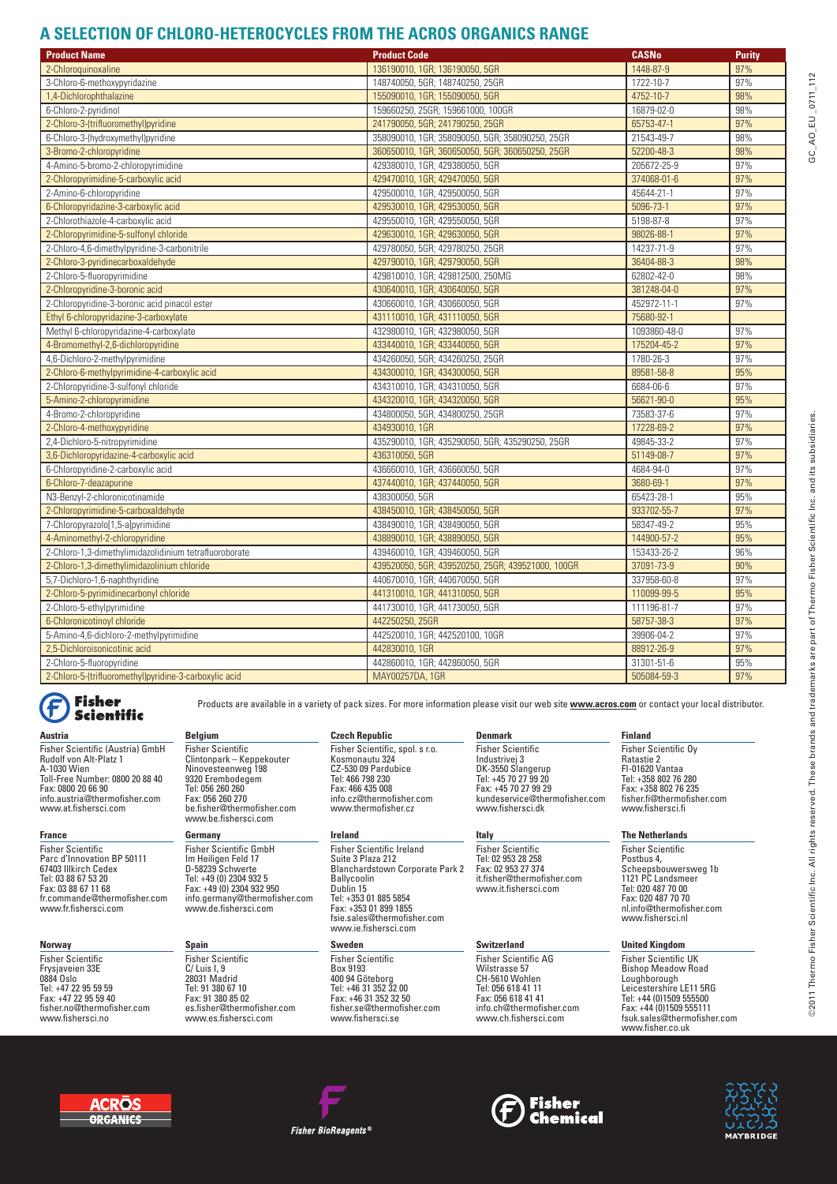## A SELECTION OF CHLORO-HETEROCYCLES FROM THE ACROS ORGANICS RANGE

| Product Name | Product Code | CASNo | Purity |
|---|---|---|---|
| 2-Chloroquinoxaline | 136190010, 1GR; 136190050, 5GR | 1448-87-9 | 97% |
| 3-Chloro-6-methoxypyridazine | 148740050, 5GR; 148740250, 25GR | 1722-10-7 | 97% |
| 1,4-Dichlorophthalazine | 155090010, 1GR; 155090050, 5GR | 4752-10-7 | 98% |
| 6-Chloro-2-pyridinol | 159660250, 25GR; 159661000, 100GR | 16879-02-0 | 98% |
| 2-Chloro-3-(trifluoromethyl)pyridine | 241790050, 5GR; 241790250, 25GR | 65753-47-1 | 97% |
| 6-Chloro-3-(hydroxymethyl)pyridine | 358090010, 1GR; 358090050, 5GR; 358090250, 25GR | 21543-49-7 | 98% |
| 3-Bromo-2-chloropyridine | 360650010, 1GR; 360650050, 5GR; 360650250, 25GR | 52200-48-3 | 98% |
| 4-Amino-5-bromo-2-chloropyrimidine | 429380010, 1GR; 429380050, 5GR | 205672-25-9 | 97% |
| 2-Chloropyrimidine-5-carboxylic acid | 429470010, 1GR; 429470050, 5GR | 374068-01-6 | 97% |
| 2-Amino-6-chloropyridine | 429500010, 1GR; 429500050, 5GR | 45644-21-1 | 97% |
| 6-Chloropyridazine-3-carboxylic acid | 429530010, 1GR; 429530050, 5GR | 5096-73-1 | 97% |
| 2-Chlorothiazole-4-carboxylic acid | 429550010, 1GR; 429550050, 5GR | 5198-87-8 | 97% |
| 2-Chloropyrimidine-5-sulfonyl chloride | 429630010, 1GR; 429630050, 5GR | 98026-88-1 | 97% |
| 2-Chloro-4,6-dimethylpyridine-3-carbonitrile | 429780050, 5GR; 429780250, 25GR | 14237-71-9 | 97% |
| 2-Chloro-3-pyridinecarboxaldehyde | 429790010, 1GR; 429790050, 5GR | 36404-88-3 | 98% |
| 2-Chloro-5-fluoropyrimidine | 429810010, 1GR; 429812500, 250MG | 62802-42-0 | 98% |
| 2-Chloropyridine-3-boronic acid | 430640010, 1GR; 430640050, 5GR | 381248-04-0 | 97% |
| 2-Chloropyridine-3-boronic acid pinacol ester | 430660010, 1GR; 430660050, 5GR | 452972-11-1 | 97% |
| Ethyl 6-chloropyridazine-3-carboxylate | 431110010, 1GR; 431110050, 5GR | 75680-92-1 | |
| Methyl 6-chloropyridazine-4-carboxylate | 432980010, 1GR; 432980050, 5GR | 1093860-48-0 | 97% |
| 4-Bromomethyl-2,6-dichloropyridine | 433440010, 1GR; 433440050, 5GR | 175204-45-2 | 97% |
| 4,6-Dichloro-2-methylpyrimidine | 434260050, 5GR; 434260250, 25GR | 1780-26-3 | 97% |
| 2-Chloro-6-methylpyrimidine-4-carboxylic acid | 434300010, 1GR; 434300050, 5GR | 89581-58-8 | 95% |
| 2-Chloropyridine-3-sulfonyl chloride | 434310010, 1GR; 434310050, 5GR | 6684-06-6 | 97% |
| 5-Amino-2-chloropyrimidine | 434320010, 1GR; 434320050, 5GR | 56621-90-0 | 95% |
| 4-Bromo-2-chloropyridine | 434800050, 5GR; 434800250, 25GR | 73583-37-6 | 97% |
| 2-Chloro-4-methoxypyridine | 434930010, 1GR | 17228-69-2 | 97% |
| 2,4-Dichloro-5-nitropyrimidine | 435290010, 1GR; 435290050, 5GR; 435290250, 25GR | 49845-33-2 | 97% |
| 3,6-Dichloropyridazine-4-carboxylic acid | 436310050, 5GR | 51149-08-7 | 97% |
| 6-Chloropyridine-2-carboxylic acid | 436660010, 1GR; 436660050, 5GR | 4684-94-0 | 97% |
| 6-Chloro-7-deazapurine | 437440010, 1GR; 437440050, 5GR | 3680-69-1 | 97% |
| N3-Benzyl-2-chloronicotinamide | 438300050, 5GR | 65423-28-1 | 95% |
| 2-Chloropyrimidine-5-carboxaldehyde | 438450010, 1GR; 438450050, 5GR | 933702-55-7 | 97% |
| 7-Chloropyrazolo[1,5-a]pyrimidine | 438490010, 1GR; 438490050, 5GR | 58347-49-2 | 95% |
| 4-Aminomethyl-2-chloropyridine | 438890010, 1GR; 438890050, 5GR | 144900-57-2 | 95% |
| 2-Chloro-1,3-dimethylimidazolidinium tetrafluoroborate | 439460010, 1GR; 439460050, 5GR | 153433-26-2 | 96% |
| 2-Chloro-1,3-dimethylimidazolinium chloride | 439520050, 5GR; 439520250, 25GR; 439521000, 100GR | 37091-73-9 | 90% |
| 5,7-Dichloro-1,6-naphthyridine | 440670010, 1GR; 440670050, 5GR | 337958-60-8 | 97% |
| 2-Chloro-5-pyrimidinecarbonyl chloride | 441310010, 1GR; 441310050, 5GR | 110099-99-5 | 95% |
| 2-Chloro-5-ethylpyrimidine | 441730010, 1GR; 441730050, 5GR | 111196-81-7 | 97% |
| 6-Chloronicotinoyl chloride | 442250250, 25GR | 58757-38-3 | 97% |
| 5-Amino-4,6-dichloro-2-methylpyrimidine | 442520010, 1GR; 442520100, 10GR | 39906-04-2 | 97% |
| 2,5-Dichloroisonicotinic acid | 442830010, 1GR | 88912-26-9 | 97% |
| 2-Chloro-5-fluoropyridine | 442860010, 1GR; 442860050, 5GR | 31301-51-6 | 95% |
| 2-Chloro-5-(trifluoromethyl)pyridine-3-carboxylic acid | MAY00257DA, 1GR | 505084-59-3 | 97% |

**Fisher Scientific**

Products are available in a variety of pack sizes. For more information please visit our web site **www.acros.com** or contact your local distributor.

**Austria**
Fisher Scientific (Austria) GmbH
Rudolf von Alt-Platz 1
A-1030 Wien
Toll-Free Number: 0800 20 88 40
Fax: 0800 20 66 90
info.austria@thermofisher.com
www.at.fishersci.com

**Belgium**
Fisher Scientific
Clintonpark – Keppekouter
Ninovesteenweg 198
9320 Erembodegem
Tel: 056 260 260
Fax: 056 260 270
be.fisher@thermofisher.com
www.be.fishersci.com

**Czech Republic**
Fisher Scientific, spol. s r.o.
Kosmonautu 324
CZ-530 09 Pardubice
Tel: 466 798 230
Fax: 466 435 008
info.cz@thermofisher.com
www.thermofisher.cz

**Denmark**
Fisher Scientific
Industrivej 3
DK-3550 Slangerup
Tel: +45 70 27 99 20
Fax: +45 70 27 99 29
kundeservice@thermofisher.com
www.fishersci.dk

**Finland**
Fisher Scientific Oy
Ratastie 2
FI-01620 Vantaa
Tel: +358 802 76 280
Fax: +358 802 76 235
fisher.fi@thermofisher.com
www.fishersci.fi

**France**
Fisher Scientific
Parc d'Innovation BP 50111
67403 Illkirch Cedex
Tel: 03 88 67 53 20
Fax: 03 88 67 11 68
fr.commande@thermofisher.com
www.fr.fishersci.com

**Germany**
Fisher Scientific GmbH
Im Heiligen Feld 17
D-58239 Schwerte
Tel: +49 (0) 2304 932 5
Fax: +49 (0) 2304 932 950
info.germany@thermofisher.com
www.de.fishersci.com

**Ireland**
Fisher Scientific Ireland
Suite 3 Plaza 212
Blanchardstown Corporate Park 2
Ballycoolin
Dublin 15
Tel: +353 01 885 5854
Fax: +353 01 899 1855
fsie.sales@thermofisher.com
www.ie.fishersci.com

**Italy**
Fisher Scientific
Tel: 02 953 28 258
Fax: 02 953 27 374
it.fisher@thermofisher.com
www.it.fishersci.com

**The Netherlands**
Fisher Scientific
Postbus 4,
Scheepsbouwersweg 1b
1121 PC Landsmeer
Tel: 020 487 70 00
Fax: 020 487 70 70
nl.info@thermofisher.com
www.fishersci.nl

**Norway**
Fisher Scientific
Frysjaveien 33E
0884 Oslo
Tel: +47 22 95 59 59
Fax: +47 22 95 59 40
fisher.no@thermofisher.com
www.fishersci.no

**Spain**
Fisher Scientific
C/ Luis I, 9
28031 Madrid
Tel: 91 380 67 10
Fax: 91 380 85 02
es.fisher@thermofisher.com
www.es.fishersci.com

**Sweden**
Fisher Scientific
Box 9193
400 94 Göteborg
Tel: +46 31 352 32 00
Fax: +46 31 352 32 50
fisher.se@thermofisher.com
www.fishersci.se

**Switzerland**
Fisher Scientific AG
Wilstrasse 57
CH-5610 Wohlen
Tel: 056 618 41 11
Fax: 056 618 41 41
info.ch@thermofisher.com
www.ch.fishersci.com

**United Kingdom**
Fisher Scientific UK
Bishop Meadow Road
Loughborough
Leicestershire LE11 5RG
Tel: +44 (0)1509 555500
Fax: +44 (0)1509 555111
fsuk.sales@thermofisher.com
www.fisher.co.uk

©2011 Thermo Fisher Scientific Inc. All rights reserved. These brands and trademarks are part of Thermo Fisher Scientific Inc. and its subsidiaries.

GC_AO_EU_0711_112

ACROS ORGANICS — Fisher BioReagents® — Fisher Chemical — MAYBRIDGE